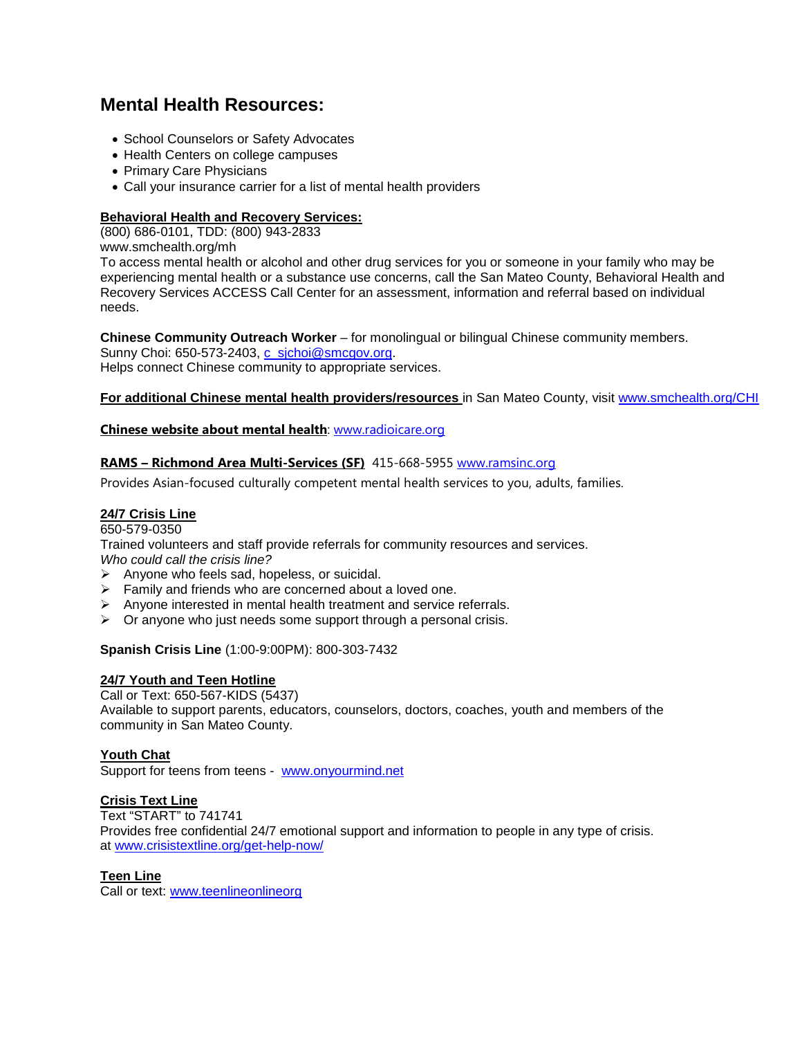# Mental Health Resources:

- School Counselors or Safety Advocates
- Health Centers on college campuses
- Primary Care Physicians
- Call your insurance carrier for a list of mental health providers

**Behavioral Health and Recovery Services:**
(800) 686-0101, TDD: (800) 943-2833
www.smchealth.org/mh
To access mental health or alcohol and other drug services for you or someone in your family who may be experiencing mental health or a substance use concerns, call the San Mateo County, Behavioral Health and Recovery Services ACCESS Call Center for an assessment, information and referral based on individual needs.

**Chinese Community Outreach Worker** – for monolingual or bilingual Chinese community members.
Sunny Choi: 650-573-2403, c_sjchoi@smcgov.org.
Helps connect Chinese community to appropriate services.

**For additional Chinese mental health providers/resources** in San Mateo County, visit www.smchealth.org/CHI

**Chinese website about mental health**: www.radioicare.org

**RAMS – Richmond Area Multi-Services (SF)** 415-668-5955 www.ramsinc.org
Provides Asian-focused culturally competent mental health services to you, adults, families.

**24/7 Crisis Line**
650-579-0350
Trained volunteers and staff provide referrals for community resources and services.
*Who could call the crisis line?*

- Anyone who feels sad, hopeless, or suicidal.
- Family and friends who are concerned about a loved one.
- Anyone interested in mental health treatment and service referrals.
- Or anyone who just needs some support through a personal crisis.

**Spanish Crisis Line** (1:00-9:00PM): 800-303-7432

**24/7 Youth and Teen Hotline**
Call or Text: 650-567-KIDS (5437)
Available to support parents, educators, counselors, doctors, coaches, youth and members of the community in San Mateo County.

**Youth Chat**
Support for teens from teens - www.onyourmind.net

**Crisis Text Line**
Text "START" to 741741
Provides free confidential 24/7 emotional support and information to people in any type of crisis. at www.crisistextline.org/get-help-now/

**Teen Line**
Call or text: www.teenlineonlineorg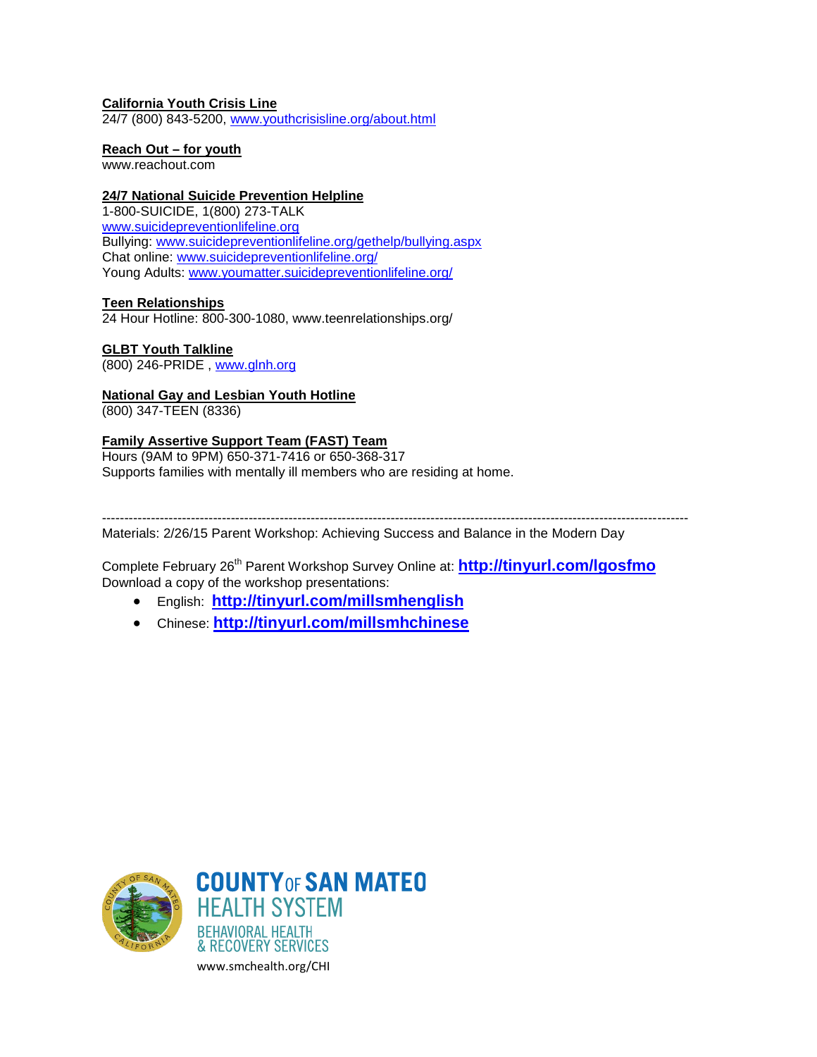**California Youth Crisis Line**
24/7 (800) 843-5200, www.youthcrisisline.org/about.html

**Reach Out – for youth**
www.reachout.com

**24/7 National Suicide Prevention Helpline**
1-800-SUICIDE, 1(800) 273-TALK
www.suicidepreventionlifeline.org
Bullying: www.suicidepreventionlifeline.org/gethelp/bullying.aspx
Chat online: www.suicidepreventionlifeline.org/
Young Adults: www.youmatter.suicidepreventionlifeline.org/

**Teen Relationships**
24 Hour Hotline: 800-300-1080, www.teenrelationships.org/

**GLBT Youth Talkline**
(800) 246-PRIDE , www.glnh.org

**National Gay and Lesbian Youth Hotline**
(800) 347-TEEN (8336)

**Family Assertive Support Team (FAST) Team**
Hours (9AM to 9PM) 650-371-7416 or 650-368-317
Supports families with mentally ill members who are residing at home.

---

Materials: 2/26/15 Parent Workshop: Achieving Success and Balance in the Modern Day

Complete February 26th Parent Workshop Survey Online at: **http://tinyurl.com/lgosfmo**
Download a copy of the workshop presentations:

- English: **http://tinyurl.com/millsmhenglish**
- Chinese: **http://tinyurl.com/millsmhchinese**

COUNTY OF SAN MATEO
HEALTH SYSTEM
BEHAVIORAL HEALTH
& RECOVERY SERVICES
www.smchealth.org/CHI